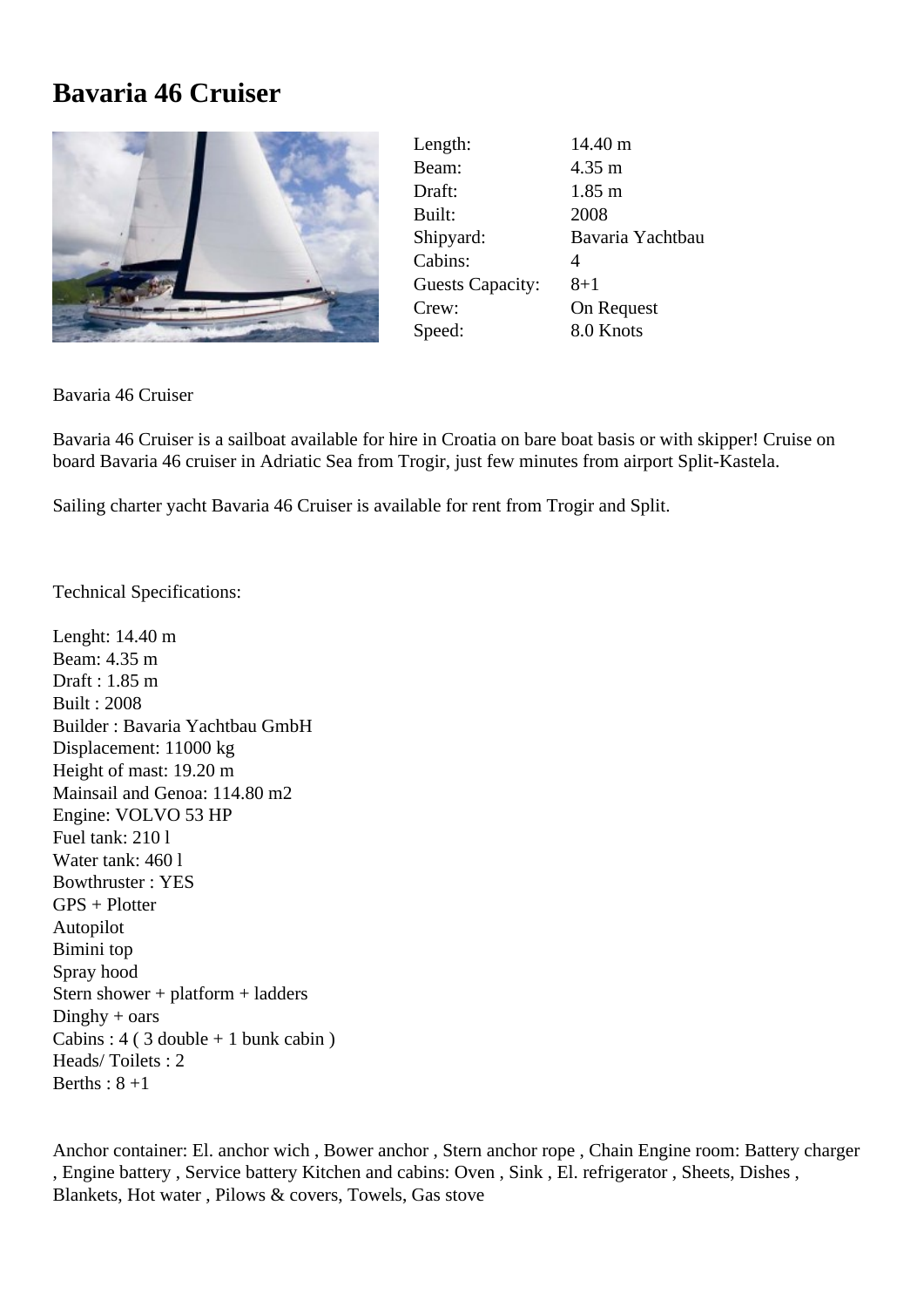# Bavaria 46 Cruiser

| | |
|---|---|
| Length: | 14.40 m |
| Beam: | 4.35 m |
| Draft: | 1.85 m |
| Built: | 2008 |
| Shipyard: | Bavaria Yachtbau |
| Cabins: | 4 |
| Guests Capacity: | 8+1 |
| Crew: | On Request |
| Speed: | 8.0 Knots |

Bavaria 46 Cruiser

Bavaria 46 Cruiser is a sailboat available for hire in Croatia on bare boat basis or with skipper! Cruise on board Bavaria 46 cruiser in Adriatic Sea from Trogir, just few minutes from airport Split-Kastela.

Sailing charter yacht Bavaria 46 Cruiser is available for rent from Trogir and Split.

Technical Specifications:

Lenght: 14.40 m
Beam: 4.35 m
Draft : 1.85 m
Built : 2008
Builder : Bavaria Yachtbau GmbH
Displacement: 11000 kg
Height of mast: 19.20 m
Mainsail and Genoa: 114.80 m2
Engine: VOLVO 53 HP
Fuel tank: 210 l
Water tank: 460 l
Bowthruster : YES
GPS + Plotter
Autopilot
Bimini top
Spray hood
Stern shower + platform + ladders
Dinghy + oars
Cabins : 4 ( 3 double + 1 bunk cabin )
Heads/ Toilets : 2
Berths : 8 +1

Anchor container: El. anchor wich , Bower anchor , Stern anchor rope , Chain Engine room: Battery charger , Engine battery , Service battery Kitchen and cabins: Oven , Sink , El. refrigerator , Sheets, Dishes , Blankets, Hot water , Pilows & covers, Towels, Gas stove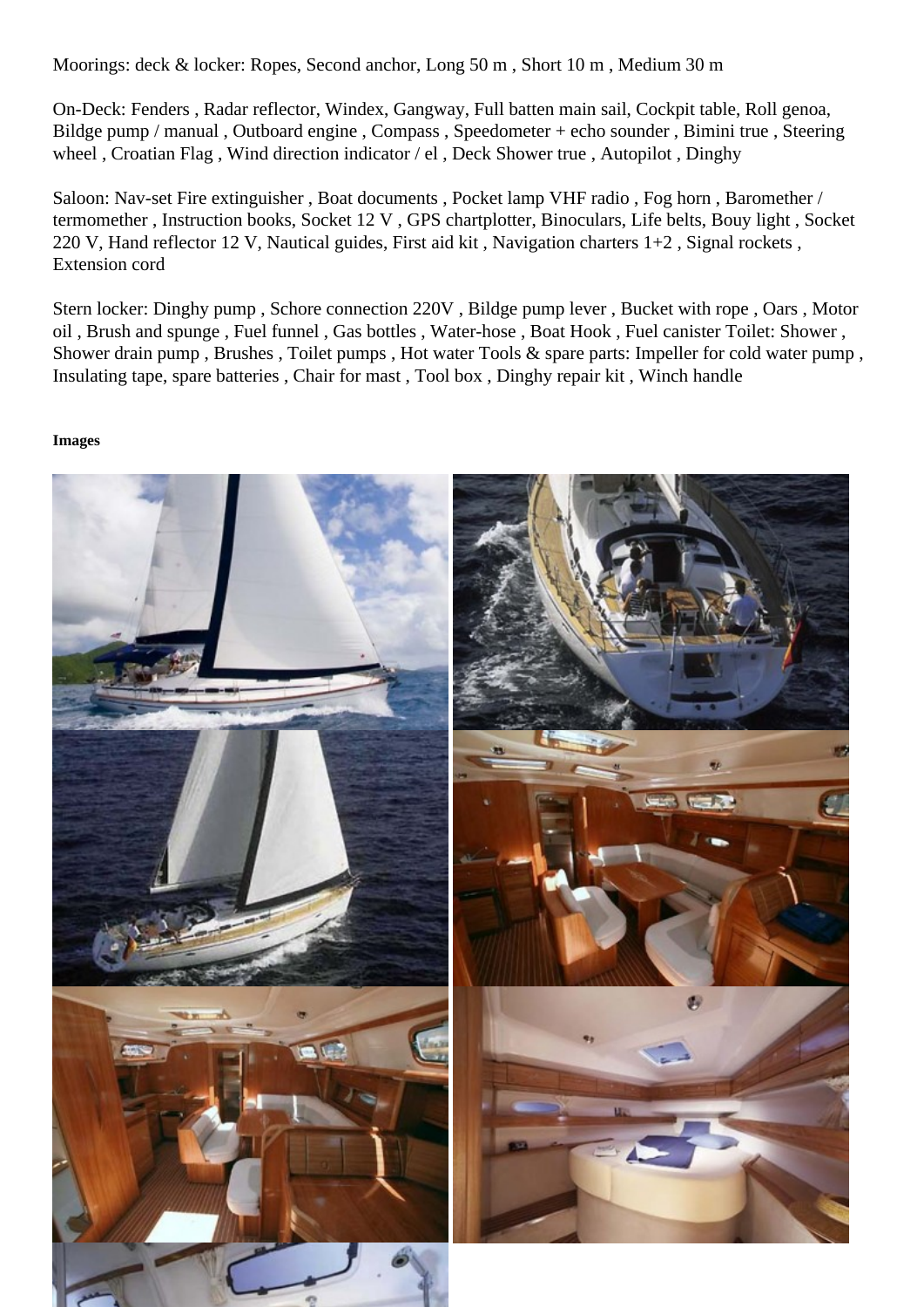Moorings: deck & locker: Ropes, Second anchor, Long 50 m , Short 10 m , Medium 30 m

On-Deck: Fenders , Radar reflector, Windex, Gangway, Full batten main sail, Cockpit table, Roll genoa, Bildge pump / manual , Outboard engine , Compass , Speedometer + echo sounder , Bimini true , Steering wheel , Croatian Flag , Wind direction indicator / el , Deck Shower true , Autopilot , Dinghy

Saloon: Nav-set Fire extinguisher , Boat documents , Pocket lamp VHF radio , Fog horn , Barometer / termomether , Instruction books, Socket 12 V , GPS chartplotter, Binoculars, Life belts, Bouy light , Socket 220 V, Hand reflector 12 V, Nautical guides, First aid kit , Navigation charters 1+2 , Signal rockets , Extension cord

Stern locker: Dinghy pump , Schore connection 220V , Bildge pump lever , Bucket with rope , Oars , Motor oil , Brush and spunge , Fuel funnel , Gas bottles , Water-hose , Boat Hook , Fuel canister Toilet: Shower , Shower drain pump , Brushes , Toilet pumps , Hot water Tools & spare parts: Impeller for cold water pump , Insulating tape, spare batteries , Chair for mast , Tool box , Dinghy repair kit , Winch handle

**Images**